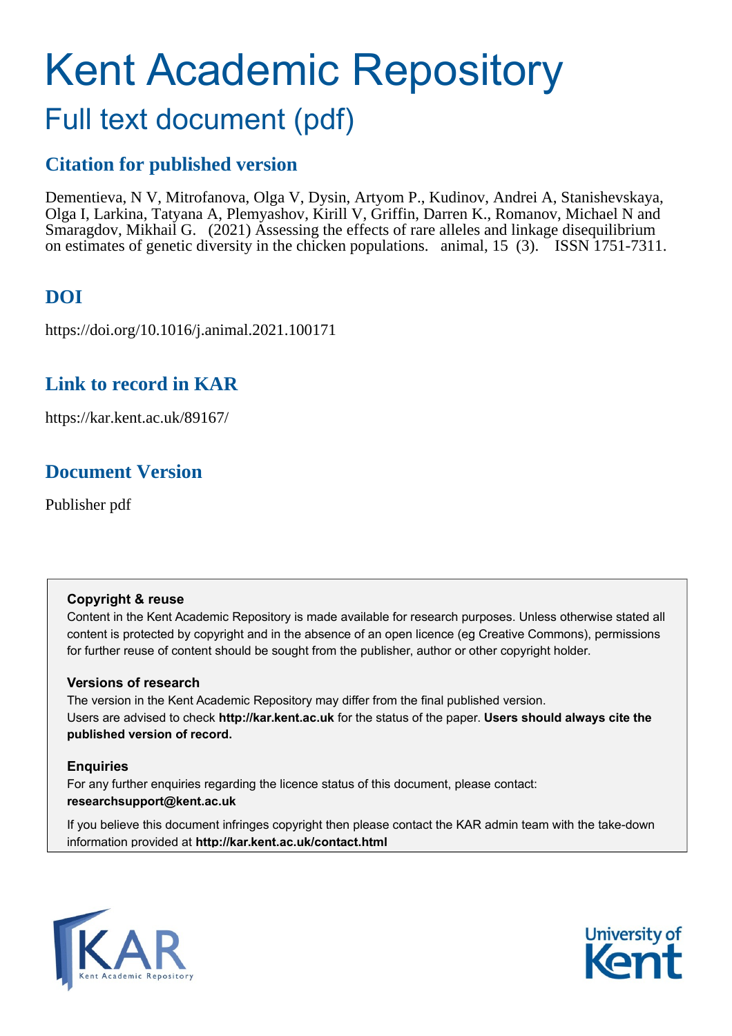# Kent Academic Repository

## Full text document (pdf)

### Citation for published version

Dementieva, N V, Mitrofanova, Olga V, Dysin, Artyom P., Kudinov, Andrei A, Stanishevskaya, Olga I, Larkina, Tatyana A, Plemyashov, Kirill V, Griffin, Darren K., Romanov, Michael N and Smaragdov, Mikhail G. (2021) Assessing the effects of rare alleles and linkage disequilibrium on estimates of genetic diversity in the chicken populations. animal, 15 (3). ISSN 1751-7311.

### DOI

https://doi.org/10.1016/j.animal.2021.100171

### Link to record in KAR

https://kar.kent.ac.uk/89167/

### Document Version

Publisher pdf

**Copyright & reuse**

Content in the Kent Academic Repository is made available for research purposes. Unless otherwise stated all content is protected by copyright and in the absence of an open licence (eg Creative Commons), permissions for further reuse of content should be sought from the publisher, author or other copyright holder.

**Versions of research**

The version in the Kent Academic Repository may differ from the final published version. Users are advised to check **http://kar.kent.ac.uk** for the status of the paper. **Users should always cite the published version of record.**

**Enquiries**

For any further enquiries regarding the licence status of this document, please contact: **researchsupport@kent.ac.uk**

If you believe this document infringes copyright then please contact the KAR admin team with the take-down information provided at **http://kar.kent.ac.uk/contact.html**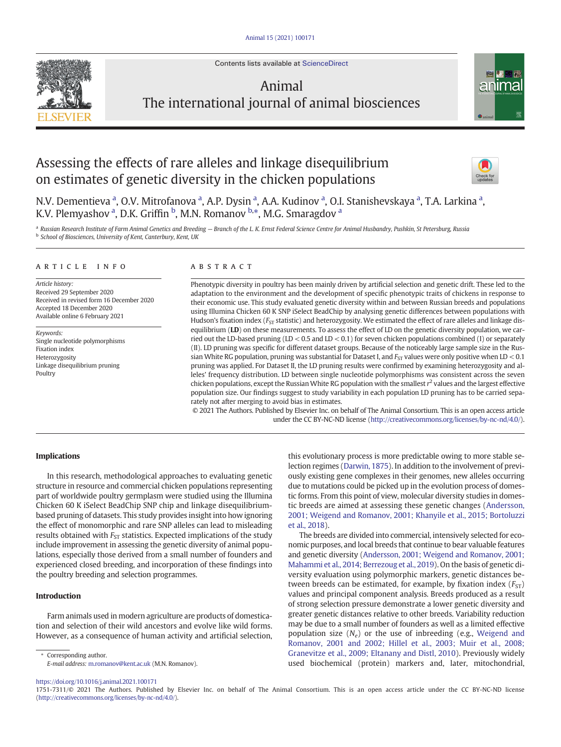# Assessing the effects of rare alleles and linkage disequilibrium on estimates of genetic diversity in the chicken populations

N.V. Dementieva [a], O.V. Mitrofanova [a], A.P. Dysin [a], A.A. Kudinov [a], O.I. Stanishevskaya [a], T.A. Larkina [a], K.V. Plemyashov [a], D.K. Griffin [b], M.N. Romanov [b,*], M.G. Smaragdov [a]

[a] Russian Research Institute of Farm Animal Genetics and Breeding — Branch of the L. K. Ernst Federal Science Centre for Animal Husbandry, Pushkin, St Petersburg, Russia

[b] School of Biosciences, University of Kent, Canterbury, Kent, UK

## ARTICLE INFO

*Article history:*
Received 29 September 2020
Received in revised form 16 December 2020
Accepted 18 December 2020
Available online 6 February 2021

*Keywords:*
Single nucleotide polymorphisms
Fixation index
Heterozygosity
Linkage disequilibrium pruning
Poultry

## ABSTRACT

Phenotypic diversity in poultry has been mainly driven by artificial selection and genetic drift. These led to the adaptation to the environment and the development of specific phenotypic traits of chickens in response to their economic use. This study evaluated genetic diversity within and between Russian breeds and populations using Illumina Chicken 60 K SNP iSelect BeadChip by analysing genetic differences between populations with Hudson's fixation index ($F_{ST}$ statistic) and heterozygosity. We estimated the effect of rare alleles and linkage disequilibrium (**LD**) on these measurements. To assess the effect of LD on the genetic diversity population, we carried out the LD-based pruning (LD < 0.5 and LD < 0.1) for seven chicken populations combined (I) or separately (II). LD pruning was specific for different dataset groups. Because of the noticeably large sample size in the Russian White RG population, pruning was substantial for Dataset I, and $F_{ST}$ values were only positive when LD < 0.1 pruning was applied. For Dataset II, the LD pruning results were confirmed by examining heterozygosity and alleles' frequency distribution. LD between single nucleotide polymorphisms was consistent across the seven chicken populations, except the Russian White RG population with the smallest $r^2$ values and the largest effective population size. Our findings suggest to study variability in each population LD pruning has to be carried separately not after merging to avoid bias in estimates.

© 2021 The Authors. Published by Elsevier Inc. on behalf of The Animal Consortium. This is an open access article under the CC BY-NC-ND license (http://creativecommons.org/licenses/by-nc-nd/4.0/).

### Implications

In this research, methodological approaches to evaluating genetic structure in resource and commercial chicken populations representing part of worldwide poultry germplasm were studied using the Illumina Chicken 60 K iSelect BeadChip SNP chip and linkage disequilibrium-based pruning of datasets. This study provides insight into how ignoring the effect of monomorphic and rare SNP alleles can lead to misleading results obtained with $F_{ST}$ statistics. Expected implications of the study include improvement in assessing the genetic diversity of animal populations, especially those derived from a small number of founders and experienced closed breeding, and incorporation of these findings into the poultry breeding and selection programmes.

### Introduction

Farm animals used in modern agriculture are products of domestication and selection of their wild ancestors and evolve like wild forms. However, as a consequence of human activity and artificial selection, this evolutionary process is more predictable owing to more stable selection regimes (Darwin, 1875). In addition to the involvement of previously existing gene complexes in their genomes, new alleles occurring due to mutations could be picked up in the evolution process of domestic forms. From this point of view, molecular diversity studies in domestic breeds are aimed at assessing these genetic changes (Andersson, 2001; Weigend and Romanov, 2001; Khanyile et al., 2015; Bortoluzzi et al., 2018).

The breeds are divided into commercial, intensively selected for economic purposes, and local breeds that continue to bear valuable features and genetic diversity (Andersson, 2001; Weigend and Romanov, 2001; Mahammi et al., 2014; Berrezoug et al., 2019). On the basis of genetic diversity evaluation using polymorphic markers, genetic distances between breeds can be estimated, for example, by fixation index ($F_{ST}$) values and principal component analysis. Breeds produced as a result of strong selection pressure demonstrate a lower genetic diversity and greater genetic distances relative to other breeds. Variability reduction may be due to a small number of founders as well as a limited effective population size ($N_e$) or the use of inbreeding (e.g., Weigend and Romanov, 2001 and 2002; Hillel et al., 2003; Muir et al., 2008; Granevitze et al., 2009; Eltanany and Distl, 2010). Previously widely used biochemical (protein) markers and, later, mitochondrial,

* Corresponding author.
E-mail address: m.romanov@kent.ac.uk (M.N. Romanov).

https://doi.org/10.1016/j.animal.2021.100171
1751-7311/© 2021 The Authors. Published by Elsevier Inc. on behalf of The Animal Consortium. This is an open access article under the CC BY-NC-ND license (http://creativecommons.org/licenses/by-nc-nd/4.0/).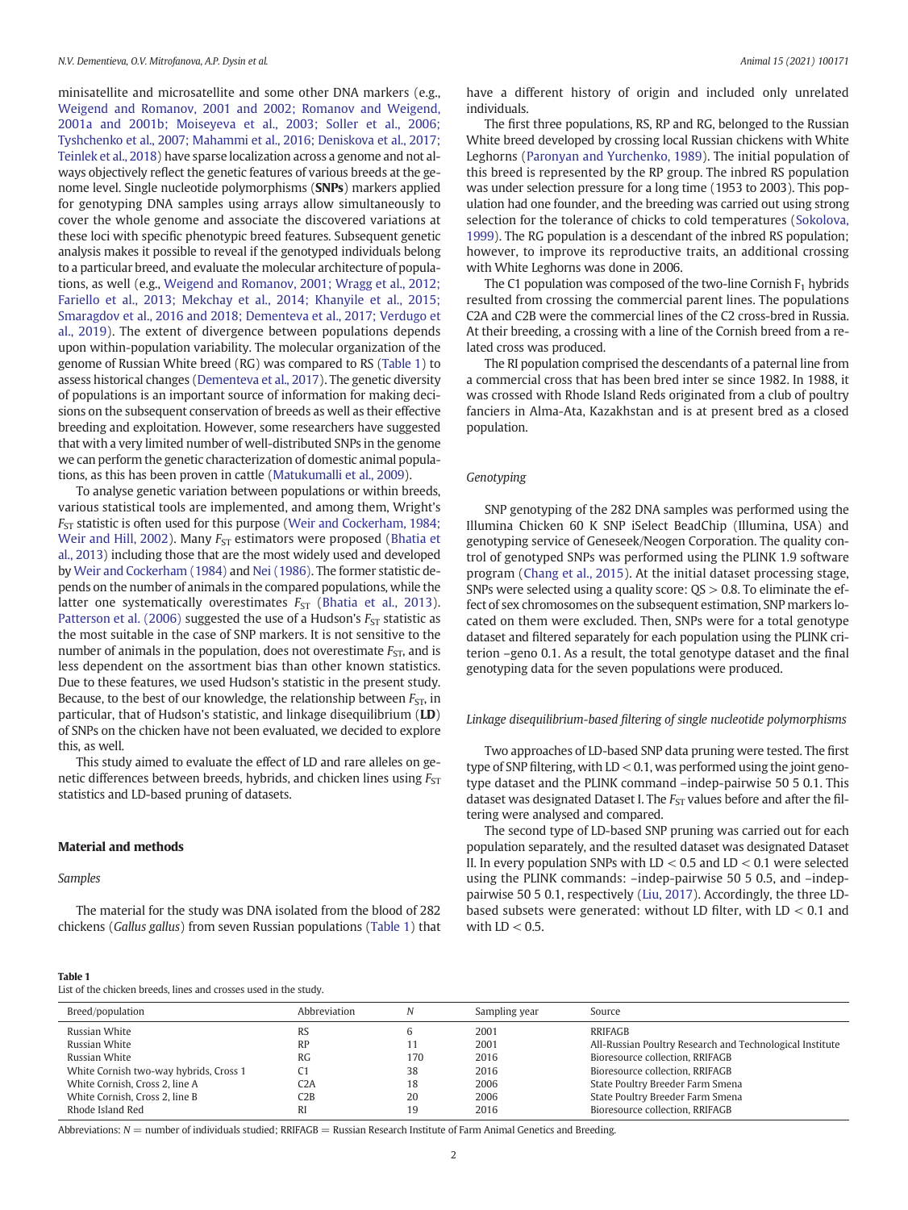minisatellite and microsatellite and some other DNA markers (e.g., Weigend and Romanov, 2001 and 2002; Romanov and Weigend, 2001a and 2001b; Moiseyeva et al., 2003; Soller et al., 2006; Tyshchenko et al., 2007; Mahammi et al., 2016; Deniskova et al., 2017; Teinlek et al., 2018) have sparse localization across a genome and not always objectively reflect the genetic features of various breeds at the genome level. Single nucleotide polymorphisms (**SNPs**) markers applied for genotyping DNA samples using arrays allow simultaneously to cover the whole genome and associate the discovered variations at these loci with specific phenotypic breed features. Subsequent genetic analysis makes it possible to reveal if the genotyped individuals belong to a particular breed, and evaluate the molecular architecture of populations, as well (e.g., Weigend and Romanov, 2001; Wragg et al., 2012; Fariello et al., 2013; Mekchay et al., 2014; Khanyile et al., 2015; Smaragdov et al., 2016 and 2018; Dementeva et al., 2017; Verdugo et al., 2019). The extent of divergence between populations depends upon within-population variability. The molecular organization of the genome of Russian White breed (RG) was compared to RS (Table 1) to assess historical changes (Dementeva et al., 2017). The genetic diversity of populations is an important source of information for making decisions on the subsequent conservation of breeds as well as their effective breeding and exploitation. However, some researchers have suggested that with a very limited number of well-distributed SNPs in the genome we can perform the genetic characterization of domestic animal populations, as this has been proven in cattle (Matukumalli et al., 2009).

To analyse genetic variation between populations or within breeds, various statistical tools are implemented, and among them, Wright's $F_{ST}$ statistic is often used for this purpose (Weir and Cockerham, 1984; Weir and Hill, 2002). Many $F_{ST}$ estimators were proposed (Bhatia et al., 2013) including those that are the most widely used and developed by Weir and Cockerham (1984) and Nei (1986). The former statistic depends on the number of animals in the compared populations, while the latter one systematically overestimates $F_{ST}$ (Bhatia et al., 2013). Patterson et al. (2006) suggested the use of a Hudson's $F_{ST}$ statistic as the most suitable in the case of SNP markers. It is not sensitive to the number of animals in the population, does not overestimate $F_{ST}$, and is less dependent on the assortment bias than other known statistics. Due to these features, we used Hudson's statistic in the present study. Because, to the best of our knowledge, the relationship between $F_{ST}$, in particular, that of Hudson's statistic, and linkage disequilibrium (**LD**) of SNPs on the chicken have not been evaluated, we decided to explore this, as well.

This study aimed to evaluate the effect of LD and rare alleles on genetic differences between breeds, hybrids, and chicken lines using $F_{ST}$ statistics and LD-based pruning of datasets.

## Material and methods

### Samples

The material for the study was DNA isolated from the blood of 282 chickens (*Gallus gallus*) from seven Russian populations (Table 1) that have a different history of origin and included only unrelated individuals.

The first three populations, RS, RP and RG, belonged to the Russian White breed developed by crossing local Russian chickens with White Leghorns (Paronyan and Yurchenko, 1989). The initial population of this breed is represented by the RP group. The inbred RS population was under selection pressure for a long time (1953 to 2003). This population had one founder, and the breeding was carried out using strong selection for the tolerance of chicks to cold temperatures (Sokolova, 1999). The RG population is a descendant of the inbred RS population; however, to improve its reproductive traits, an additional crossing with White Leghorns was done in 2006.

The C1 population was composed of the two-line Cornish $F_1$ hybrids resulted from crossing the commercial parent lines. The populations C2A and C2B were the commercial lines of the C2 cross-bred in Russia. At their breeding, a crossing with a line of the Cornish breed from a related cross was produced.

The RI population comprised the descendants of a paternal line from a commercial cross that has been bred inter se since 1982. In 1988, it was crossed with Rhode Island Reds originated from a club of poultry fanciers in Alma-Ata, Kazakhstan and is at present bred as a closed population.

### Genotyping

SNP genotyping of the 282 DNA samples was performed using the Illumina Chicken 60 K SNP iSelect BeadChip (Illumina, USA) and genotyping service of Geneseek/Neogen Corporation. The quality control of genotyped SNPs was performed using the PLINK 1.9 software program (Chang et al., 2015). At the initial dataset processing stage, SNPs were selected using a quality score: QS > 0.8. To eliminate the effect of sex chromosomes on the subsequent estimation, SNP markers located on them were excluded. Then, SNPs were for a total genotype dataset and filtered separately for each population using the PLINK criterion –geno 0.1. As a result, the total genotype dataset and the final genotyping data for the seven populations were produced.

### Linkage disequilibrium-based filtering of single nucleotide polymorphisms

Two approaches of LD-based SNP data pruning were tested. The first type of SNP filtering, with LD < 0.1, was performed using the joint genotype dataset and the PLINK command –indep-pairwise 50 5 0.1. This dataset was designated Dataset I. The $F_{ST}$ values before and after the filtering were analysed and compared.

The second type of LD-based SNP pruning was carried out for each population separately, and the resulted dataset was designated Dataset II. In every population SNPs with LD < 0.5 and LD < 0.1 were selected using the PLINK commands: –indep-pairwise 50 5 0.5, and –indep-pairwise 50 5 0.1, respectively (Liu, 2017). Accordingly, the three LD-based subsets were generated: without LD filter, with LD < 0.1 and with LD < 0.5.

**Table 1**
List of the chicken breeds, lines and crosses used in the study.

| Breed/population | Abbreviation | N | Sampling year | Source |
|---|---|---|---|---|
| Russian White | RS | 6 | 2001 | RRIFAGB |
| Russian White | RP | 11 | 2001 | All-Russian Poultry Research and Technological Institute |
| Russian White | RG | 170 | 2016 | Bioresource collection, RRIFAGB |
| White Cornish two-way hybrids, Cross 1 | C1 | 38 | 2016 | Bioresource collection, RRIFAGB |
| White Cornish, Cross 2, line A | C2A | 18 | 2006 | State Poultry Breeder Farm Smena |
| White Cornish, Cross 2, line B | C2B | 20 | 2006 | State Poultry Breeder Farm Smena |
| Rhode Island Red | RI | 19 | 2016 | Bioresource collection, RRIFAGB |

Abbreviations: N = number of individuals studied; RRIFAGB = Russian Research Institute of Farm Animal Genetics and Breeding.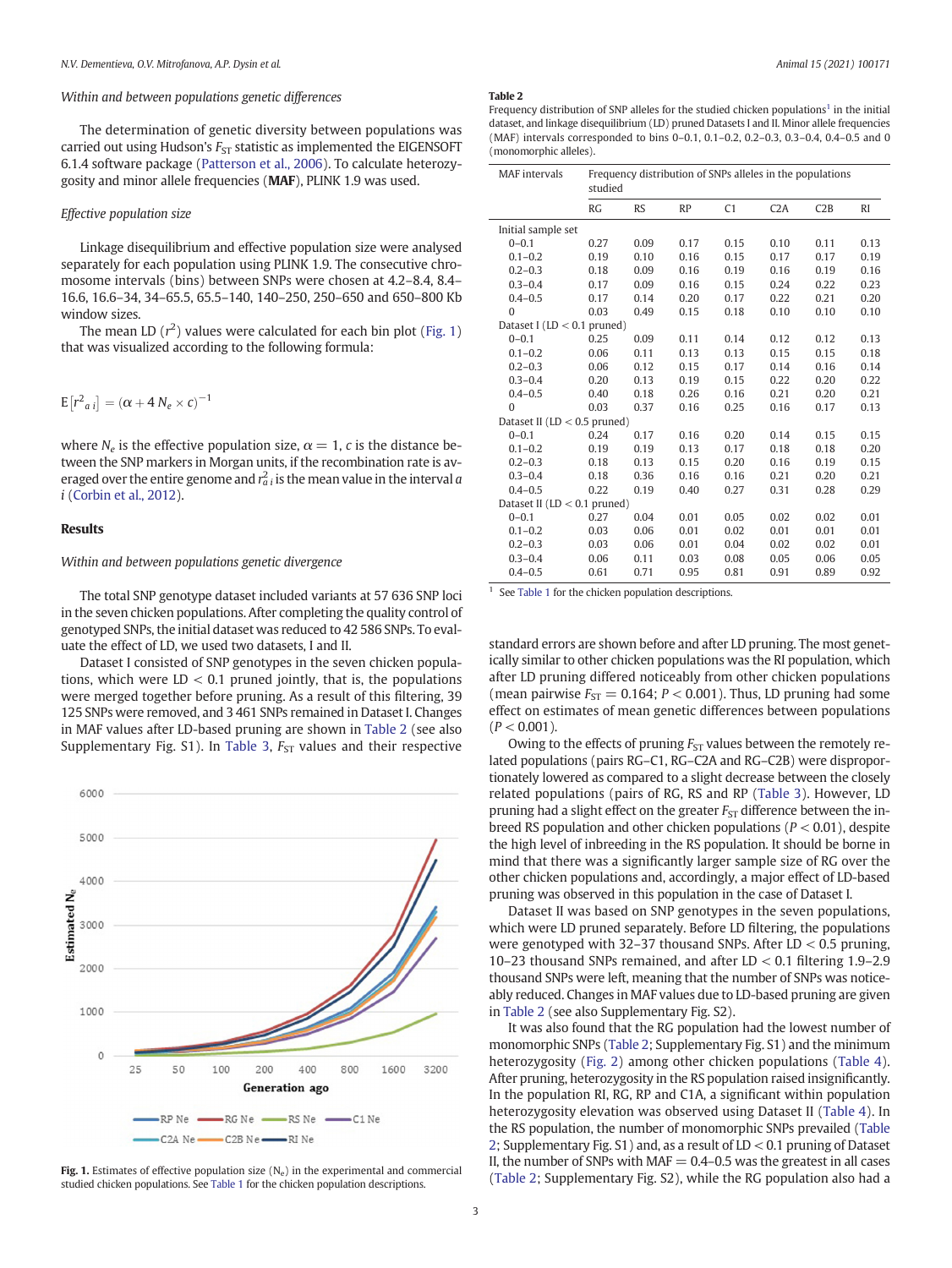*Within and between populations genetic differences*

The determination of genetic diversity between populations was carried out using Hudson's $F_{ST}$ statistic as implemented the EIGENSOFT 6.1.4 software package (Patterson et al., 2006). To calculate heterozygosity and minor allele frequencies (**MAF**), PLINK 1.9 was used.

*Effective population size*

Linkage disequilibrium and effective population size were analysed separately for each population using PLINK 1.9. The consecutive chromosome intervals (bins) between SNPs were chosen at 4.2–8.4, 8.4–16.6, 16.6–34, 34–65.5, 65.5–140, 140–250, 250–650 and 650–800 Kb window sizes.

The mean LD ($r^2$) values were calculated for each bin plot (Fig. 1) that was visualized according to the following formula:

$$\mathrm{E}\left[r^2_{a\,i}\right] = (\alpha + 4\,N_e \times c)^{-1}$$

where $N_e$ is the effective population size, $\alpha = 1$, $c$ is the distance between the SNP markers in Morgan units, if the recombination rate is averaged over the entire genome and $r^2_{a\,i}$ is the mean value in the interval $a$ $i$ (Corbin et al., 2012).

## Results

*Within and between populations genetic divergence*

The total SNP genotype dataset included variants at 57 636 SNP loci in the seven chicken populations. After completing the quality control of genotyped SNPs, the initial dataset was reduced to 42 586 SNPs. To evaluate the effect of LD, we used two datasets, I and II.

Dataset I consisted of SNP genotypes in the seven chicken populations, which were LD < 0.1 pruned jointly, that is, the populations were merged together before pruning. As a result of this filtering, 39 125 SNPs were removed, and 3 461 SNPs remained in Dataset I. Changes in MAF values after LD-based pruning are shown in Table 2 (see also Supplementary Fig. S1). In Table 3, $F_{ST}$ values and their respective standard errors are shown before and after LD pruning. The most genetically similar to other chicken populations was the RI population, which after LD pruning differed noticeably from other chicken populations (mean pairwise $F_{ST} = 0.164$; $P < 0.001$). Thus, LD pruning had some effect on estimates of mean genetic differences between populations ($P < 0.001$).

Owing to the effects of pruning $F_{ST}$ values between the remotely related populations (pairs RG–C1, RG–C2A and RG–C2B) were disproportionately lowered as compared to a slight decrease between the closely related populations (pairs of RG, RS and RP (Table 3). However, LD pruning had a slight effect on the greater $F_{ST}$ difference between the inbreed RS population and other chicken populations ($P < 0.01$), despite the high level of inbreeding in the RS population. It should be borne in mind that there was a significantly larger sample size of RG over the other chicken populations and, accordingly, a major effect of LD-based pruning was observed in this population in the case of Dataset I.

Dataset II was based on SNP genotypes in the seven populations, which were LD pruned separately. Before LD filtering, the populations were genotyped with 32–37 thousand SNPs. After LD < 0.5 pruning, 10–23 thousand SNPs remained, and after LD < 0.1 filtering 1.9–2.9 thousand SNPs were left, meaning that the number of SNPs was noticeably reduced. Changes in MAF values due to LD-based pruning are given in Table 2 (see also Supplementary Fig. S2).

It was also found that the RG population had the lowest number of monomorphic SNPs (Table 2; Supplementary Fig. S1) and the minimum heterozygosity (Fig. 2) among other chicken populations (Table 4). After pruning, heterozygosity in the RS population raised insignificantly. In the population RI, RG, RP and C1A, a significant within population heterozygosity elevation was observed using Dataset II (Table 4). In the RS population, the number of monomorphic SNPs prevailed (Table 2; Supplementary Fig. S1) and, as a result of LD < 0.1 pruning of Dataset II, the number of SNPs with MAF = 0.4–0.5 was the greatest in all cases (Table 2; Supplementary Fig. S2), while the RG population also had a

Fig. 1. Estimates of effective population size ($N_e$) in the experimental and commercial studied chicken populations. See Table 1 for the chicken population descriptions.

**Table 2**
Frequency distribution of SNP alleles for the studied chicken populations[1] in the initial dataset, and linkage disequilibrium (LD) pruned Datasets I and II. Minor allele frequencies (MAF) intervals corresponded to bins 0–0.1, 0.1–0.2, 0.2–0.3, 0.3–0.4, 0.4–0.5 and 0 (monomorphic alleles).

| MAF intervals | Frequency distribution of SNPs alleles in the populations studied | | | | | | |
|---|---|---|---|---|---|---|---|
| | RG | RS | RP | C1 | C2A | C2B | RI |
| Initial sample set | | | | | | | |
| 0–0.1 | 0.27 | 0.09 | 0.17 | 0.15 | 0.10 | 0.11 | 0.13 |
| 0.1–0.2 | 0.19 | 0.10 | 0.16 | 0.15 | 0.17 | 0.17 | 0.19 |
| 0.2–0.3 | 0.18 | 0.09 | 0.16 | 0.19 | 0.16 | 0.19 | 0.16 |
| 0.3–0.4 | 0.17 | 0.09 | 0.16 | 0.15 | 0.24 | 0.22 | 0.23 |
| 0.4–0.5 | 0.17 | 0.14 | 0.20 | 0.17 | 0.22 | 0.21 | 0.20 |
| 0 | 0.03 | 0.49 | 0.15 | 0.18 | 0.10 | 0.10 | 0.10 |
| Dataset I (LD < 0.1 pruned) | | | | | | | |
| 0–0.1 | 0.25 | 0.09 | 0.11 | 0.14 | 0.12 | 0.12 | 0.13 |
| 0.1–0.2 | 0.06 | 0.11 | 0.13 | 0.13 | 0.15 | 0.15 | 0.18 |
| 0.2–0.3 | 0.06 | 0.12 | 0.15 | 0.17 | 0.14 | 0.16 | 0.14 |
| 0.3–0.4 | 0.20 | 0.13 | 0.19 | 0.15 | 0.22 | 0.20 | 0.22 |
| 0.4–0.5 | 0.40 | 0.18 | 0.26 | 0.16 | 0.21 | 0.20 | 0.21 |
| 0 | 0.03 | 0.37 | 0.16 | 0.25 | 0.16 | 0.17 | 0.13 |
| Dataset II (LD < 0.5 pruned) | | | | | | | |
| 0–0.1 | 0.24 | 0.17 | 0.16 | 0.20 | 0.14 | 0.15 | 0.15 |
| 0.1–0.2 | 0.19 | 0.19 | 0.13 | 0.17 | 0.18 | 0.18 | 0.20 |
| 0.2–0.3 | 0.18 | 0.13 | 0.15 | 0.20 | 0.16 | 0.19 | 0.15 |
| 0.3–0.4 | 0.18 | 0.36 | 0.16 | 0.16 | 0.21 | 0.20 | 0.21 |
| 0.4–0.5 | 0.22 | 0.19 | 0.40 | 0.27 | 0.31 | 0.28 | 0.29 |
| Dataset II (LD < 0.1 pruned) | | | | | | | |
| 0–0.1 | 0.27 | 0.04 | 0.01 | 0.05 | 0.02 | 0.02 | 0.01 |
| 0.1–0.2 | 0.03 | 0.06 | 0.01 | 0.02 | 0.01 | 0.01 | 0.01 |
| 0.2–0.3 | 0.03 | 0.06 | 0.01 | 0.04 | 0.02 | 0.02 | 0.01 |
| 0.3–0.4 | 0.06 | 0.11 | 0.03 | 0.08 | 0.05 | 0.06 | 0.05 |
| 0.4–0.5 | 0.61 | 0.71 | 0.95 | 0.81 | 0.91 | 0.89 | 0.92 |

[1] See Table 1 for the chicken population descriptions.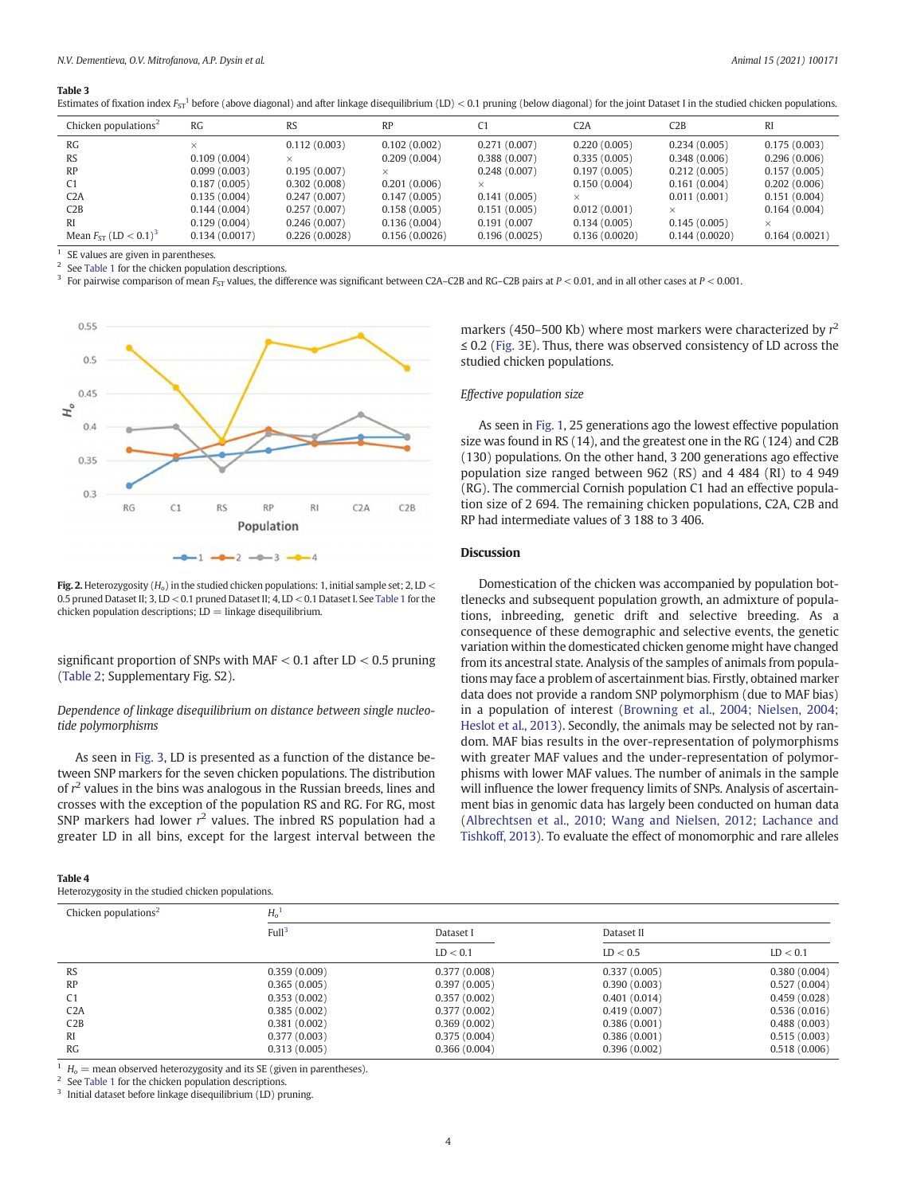**Table 3**
Estimates of fixation index $F_{ST}$[1] before (above diagonal) and after linkage disequilibrium (LD) < 0.1 pruning (below diagonal) for the joint Dataset I in the studied chicken populations.

| Chicken populations[2] | RG | RS | RP | C1 | C2A | C2B | RI |
|---|---|---|---|---|---|---|---|
| RG | × | 0.112 (0.003) | 0.102 (0.002) | 0.271 (0.007) | 0.220 (0.005) | 0.234 (0.005) | 0.175 (0.003) |
| RS | 0.109 (0.004) | × | 0.209 (0.004) | 0.388 (0.007) | 0.335 (0.005) | 0.348 (0.006) | 0.296 (0.006) |
| RP | 0.099 (0.003) | 0.195 (0.007) | × | 0.248 (0.007) | 0.197 (0.005) | 0.212 (0.005) | 0.157 (0.005) |
| C1 | 0.187 (0.005) | 0.302 (0.008) | 0.201 (0.006) | × | 0.150 (0.004) | 0.161 (0.004) | 0.202 (0.006) |
| C2A | 0.135 (0.004) | 0.247 (0.007) | 0.147 (0.005) | 0.141 (0.005) | × | 0.011 (0.001) | 0.151 (0.004) |
| C2B | 0.144 (0.004) | 0.257 (0.007) | 0.158 (0.005) | 0.151 (0.005) | 0.012 (0.001) | × | 0.164 (0.004) |
| RI | 0.129 (0.004) | 0.246 (0.007) | 0.136 (0.004) | 0.191 (0.007 | 0.134 (0.005) | 0.145 (0.005) | × |
| Mean $F_{ST}$ (LD < 0.1)[3] | 0.134 (0.0017) | 0.226 (0.0028) | 0.156 (0.0026) | 0.196 (0.0025) | 0.136 (0.0020) | 0.144 (0.0020) | 0.164 (0.0021) |

[1] SE values are given in parentheses.
[2] See Table 1 for the chicken population descriptions.
[3] For pairwise comparison of mean $F_{ST}$ values, the difference was significant between C2A–C2B and RG–C2B pairs at $P < 0.01$, and in all other cases at $P < 0.001$.

**Fig. 2.** Heterozygosity ($H_o$) in the studied chicken populations: 1, initial sample set; 2, LD < 0.5 pruned Dataset II; 3, LD < 0.1 pruned Dataset II; 4, LD < 0.1 Dataset I. See Table 1 for the chicken population descriptions; LD = linkage disequilibrium.

significant proportion of SNPs with MAF < 0.1 after LD < 0.5 pruning (Table 2; Supplementary Fig. S2).

*Dependence of linkage disequilibrium on distance between single nucleotide polymorphisms*

As seen in Fig. 3, LD is presented as a function of the distance between SNP markers for the seven chicken populations. The distribution of $r^2$ values in the bins was analogous in the Russian breeds, lines and crosses with the exception of the population RS and RG. For RG, most SNP markers had lower $r^2$ values. The inbred RS population had a greater LD in all bins, except for the largest interval between the markers (450–500 Kb) where most markers were characterized by $r^2 \le 0.2$ (Fig. 3E). Thus, there was observed consistency of LD across the studied chicken populations.

*Effective population size*

As seen in Fig. 1, 25 generations ago the lowest effective population size was found in RS (14), and the greatest one in the RG (124) and C2B (130) populations. On the other hand, 3 200 generations ago effective population size ranged between 962 (RS) and 4 484 (RI) to 4 949 (RG). The commercial Cornish population C1 had an effective population size of 2 694. The remaining chicken populations, C2A, C2B and RP had intermediate values of 3 188 to 3 406.

## Discussion

Domestication of the chicken was accompanied by population bottlenecks and subsequent population growth, an admixture of populations, inbreeding, genetic drift and selective breeding. As a consequence of these demographic and selective events, the genetic variation within the domesticated chicken genome might have changed from its ancestral state. Analysis of the samples of animals from populations may face a problem of ascertainment bias. Firstly, obtained marker data does not provide a random SNP polymorphism (due to MAF bias) in a population of interest (Browning et al., 2004; Nielsen, 2004; Heslot et al., 2013). Secondly, the animals may be selected not by random. MAF bias results in the over-representation of polymorphisms with greater MAF values and the under-representation of polymorphisms with lower MAF values. The number of animals in the sample will influence the lower frequency limits of SNPs. Analysis of ascertainment bias in genomic data has largely been conducted on human data (Albrechtsen et al., 2010; Wang and Nielsen, 2012; Lachance and Tishkoff, 2013). To evaluate the effect of monomorphic and rare alleles

**Table 4**
Heterozygosity in the studied chicken populations.

| Chicken populations[2] | $H_o$[1] | | | |
|---|---|---|---|---|
| | Full[3] | Dataset I | Dataset II | |
| | | LD < 0.1 | LD < 0.5 | LD < 0.1 |
| RS | 0.359 (0.009) | 0.377 (0.008) | 0.337 (0.005) | 0.380 (0.004) |
| RP | 0.365 (0.005) | 0.397 (0.005) | 0.390 (0.003) | 0.527 (0.004) |
| C1 | 0.353 (0.002) | 0.357 (0.002) | 0.401 (0.014) | 0.459 (0.028) |
| C2A | 0.385 (0.002) | 0.377 (0.002) | 0.419 (0.007) | 0.536 (0.016) |
| C2B | 0.381 (0.002) | 0.369 (0.002) | 0.386 (0.001) | 0.488 (0.003) |
| RI | 0.377 (0.003) | 0.375 (0.004) | 0.386 (0.001) | 0.515 (0.003) |
| RG | 0.313 (0.005) | 0.366 (0.004) | 0.396 (0.002) | 0.518 (0.006) |

[1] $H_o$ = mean observed heterozygosity and its SE (given in parentheses).
[2] See Table 1 for the chicken population descriptions.
[3] Initial dataset before linkage disequilibrium (LD) pruning.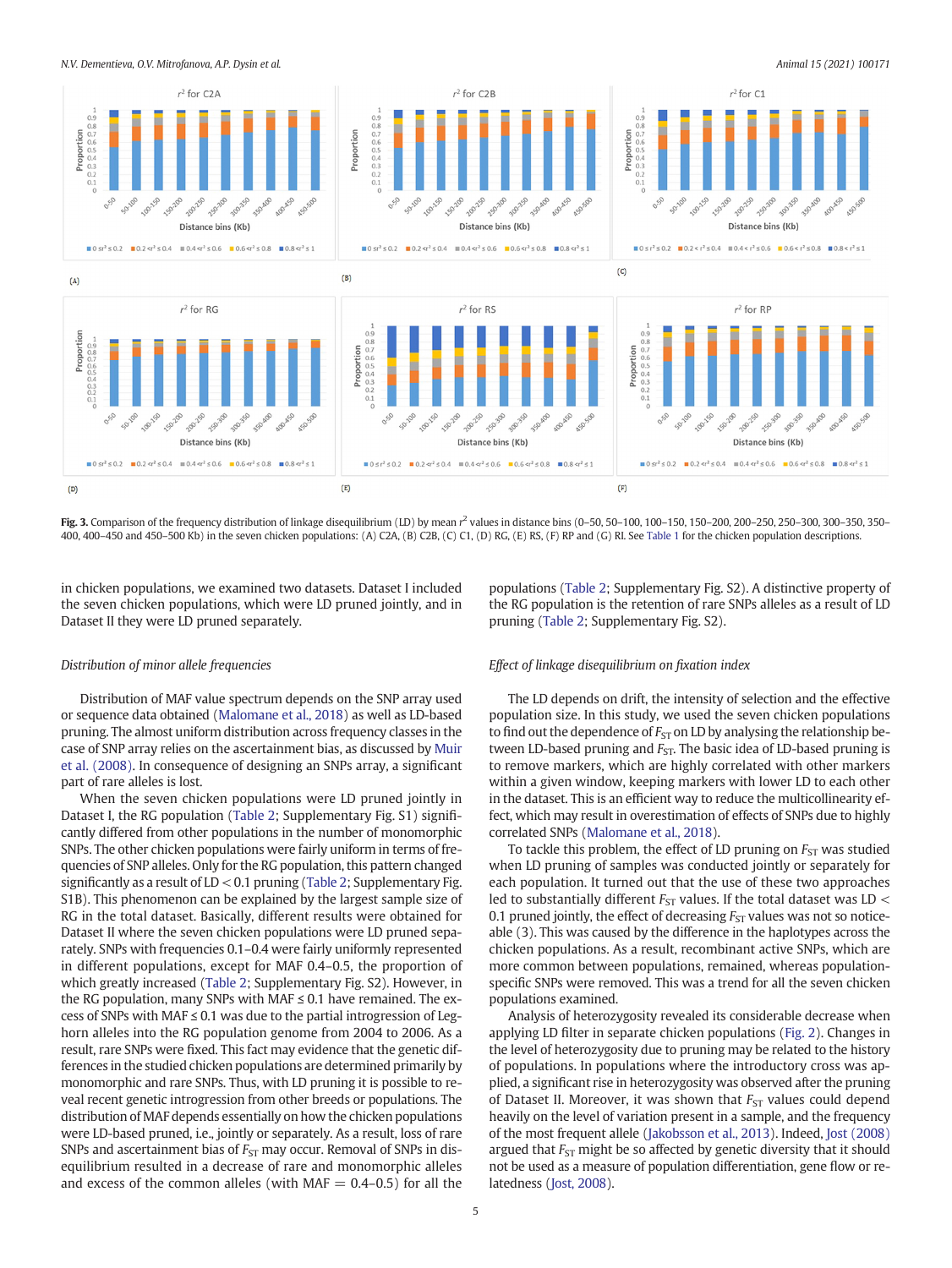**Fig. 3.** Comparison of the frequency distribution of linkage disequilibrium (LD) by mean $r^2$ values in distance bins (0–50, 50–100, 100–150, 150–200, 200–250, 250–300, 300–350, 350–400, 400–450 and 450–500 Kb) in the seven chicken populations: (A) C2A, (B) C2B, (C) C1, (D) RG, (E) RS, (F) RP and (G) RI. See Table 1 for the chicken population descriptions.

in chicken populations, we examined two datasets. Dataset I included the seven chicken populations, which were LD pruned jointly, and in Dataset II they were LD pruned separately.

### *Distribution of minor allele frequencies*

Distribution of MAF value spectrum depends on the SNP array used or sequence data obtained (Malomane et al., 2018) as well as LD-based pruning. The almost uniform distribution across frequency classes in the case of SNP array relies on the ascertainment bias, as discussed by Muir et al. (2008). In consequence of designing an SNPs array, a significant part of rare alleles is lost.

When the seven chicken populations were LD pruned jointly in Dataset I, the RG population (Table 2; Supplementary Fig. S1) significantly differed from other populations in the number of monomorphic SNPs. The other chicken populations were fairly uniform in terms of frequencies of SNP alleles. Only for the RG population, this pattern changed significantly as a result of LD < 0.1 pruning (Table 2; Supplementary Fig. S1B). This phenomenon can be explained by the largest sample size of RG in the total dataset. Basically, different results were obtained for Dataset II where the seven chicken populations were LD pruned separately. SNPs with frequencies 0.1–0.4 were fairly uniformly represented in different populations, except for MAF 0.4–0.5, the proportion of which greatly increased (Table 2; Supplementary Fig. S2). However, in the RG population, many SNPs with MAF ≤ 0.1 have remained. The excess of SNPs with MAF ≤ 0.1 was due to the partial introgression of Leghorn alleles into the RG population genome from 2004 to 2006. As a result, rare SNPs were fixed. This fact may evidence that the genetic differences in the studied chicken populations are determined primarily by monomorphic and rare SNPs. Thus, with LD pruning it is possible to reveal recent genetic introgression from other breeds or populations. The distribution of MAF depends essentially on how the chicken populations were LD-based pruned, i.e., jointly or separately. As a result, loss of rare SNPs and ascertainment bias of $F_{ST}$ may occur. Removal of SNPs in disequilibrium resulted in a decrease of rare and monomorphic alleles and excess of the common alleles (with MAF = 0.4–0.5) for all the populations (Table 2; Supplementary Fig. S2). A distinctive property of the RG population is the retention of rare SNPs alleles as a result of LD pruning (Table 2; Supplementary Fig. S2).

### *Effect of linkage disequilibrium on fixation index*

The LD depends on drift, the intensity of selection and the effective population size. In this study, we used the seven chicken populations to find out the dependence of $F_{ST}$ on LD by analysing the relationship between LD-based pruning and $F_{ST}$. The basic idea of LD-based pruning is to remove markers, which are highly correlated with other markers within a given window, keeping markers with lower LD to each other in the dataset. This is an efficient way to reduce the multicollinearity effect, which may result in overestimation of effects of SNPs due to highly correlated SNPs (Malomane et al., 2018).

To tackle this problem, the effect of LD pruning on $F_{ST}$ was studied when LD pruning of samples was conducted jointly or separately for each population. It turned out that the use of these two approaches led to substantially different $F_{ST}$ values. If the total dataset was LD < 0.1 pruned jointly, the effect of decreasing $F_{ST}$ values was not so noticeable (3). This was caused by the difference in the haplotypes across the chicken populations. As a result, recombinant active SNPs, which are more common between populations, remained, whereas population-specific SNPs were removed. This was a trend for all the seven chicken populations examined.

Analysis of heterozygosity revealed its considerable decrease when applying LD filter in separate chicken populations (Fig. 2). Changes in the level of heterozygosity due to pruning may be related to the history of populations. In populations where the introductory cross was applied, a significant rise in heterozygosity was observed after the pruning of Dataset II. Moreover, it was shown that $F_{ST}$ values could depend heavily on the level of variation present in a sample, and the frequency of the most frequent allele (Jakobsson et al., 2013). Indeed, Jost (2008) argued that $F_{ST}$ might be so affected by genetic diversity that it should not be used as a measure of population differentiation, gene flow or relatedness (Jost, 2008).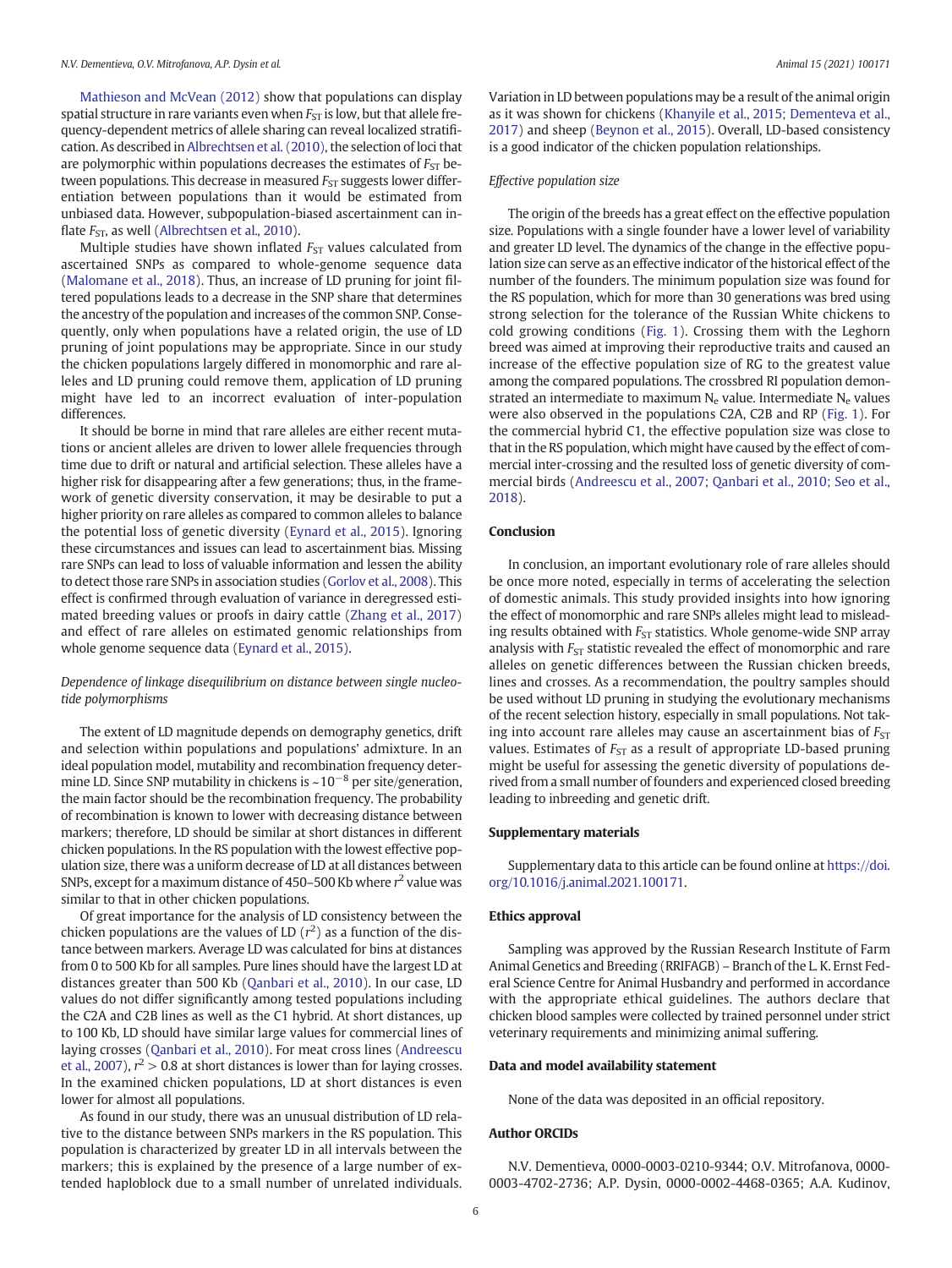Mathieson and McVean (2012) show that populations can display spatial structure in rare variants even when $F_{ST}$ is low, but that allele frequency-dependent metrics of allele sharing can reveal localized stratification. As described in Albrechtsen et al. (2010), the selection of loci that are polymorphic within populations decreases the estimates of $F_{ST}$ between populations. This decrease in measured $F_{ST}$ suggests lower differentiation between populations than it would be estimated from unbiased data. However, subpopulation-biased ascertainment can inflate $F_{ST}$, as well (Albrechtsen et al., 2010).

Multiple studies have shown inflated $F_{ST}$ values calculated from ascertained SNPs as compared to whole-genome sequence data (Malomane et al., 2018). Thus, an increase of LD pruning for joint filtered populations leads to a decrease in the SNP share that determines the ancestry of the population and increases of the common SNP. Consequently, only when populations have a related origin, the use of LD pruning of joint populations may be appropriate. Since in our study the chicken populations largely differed in monomorphic and rare alleles and LD pruning could remove them, application of LD pruning might have led to an incorrect evaluation of inter-population differences.

It should be borne in mind that rare alleles are either recent mutations or ancient alleles are driven to lower allele frequencies through time due to drift or natural and artificial selection. These alleles have a higher risk for disappearing after a few generations; thus, in the framework of genetic diversity conservation, it may be desirable to put a higher priority on rare alleles as compared to common alleles to balance the potential loss of genetic diversity (Eynard et al., 2015). Ignoring these circumstances and issues can lead to ascertainment bias. Missing rare SNPs can lead to loss of valuable information and lessen the ability to detect those rare SNPs in association studies (Gorlov et al., 2008). This effect is confirmed through evaluation of variance in deregressed estimated breeding values or proofs in dairy cattle (Zhang et al., 2017) and effect of rare alleles on estimated genomic relationships from whole genome sequence data (Eynard et al., 2015).

### *Dependence of linkage disequilibrium on distance between single nucleotide polymorphisms*

The extent of LD magnitude depends on demography genetics, drift and selection within populations and populations' admixture. In an ideal population model, mutability and recombination frequency determine LD. Since SNP mutability in chickens is ~$10^{-8}$ per site/generation, the main factor should be the recombination frequency. The probability of recombination is known to lower with decreasing distance between markers; therefore, LD should be similar at short distances in different chicken populations. In the RS population with the lowest effective population size, there was a uniform decrease of LD at all distances between SNPs, except for a maximum distance of 450–500 Kb where $r^2$ value was similar to that in other chicken populations.

Of great importance for the analysis of LD consistency between the chicken populations are the values of LD ($r^2$) as a function of the distance between markers. Average LD was calculated for bins at distances from 0 to 500 Kb for all samples. Pure lines should have the largest LD at distances greater than 500 Kb (Qanbari et al., 2010). In our case, LD values do not differ significantly among tested populations including the C2A and C2B lines as well as the C1 hybrid. At short distances, up to 100 Kb, LD should have similar large values for commercial lines of laying crosses (Qanbari et al., 2010). For meat cross lines (Andreescu et al., 2007), $r^2 > 0.8$ at short distances is lower than for laying crosses. In the examined chicken populations, LD at short distances is even lower for almost all populations.

As found in our study, there was an unusual distribution of LD relative to the distance between SNPs markers in the RS population. This population is characterized by greater LD in all intervals between the markers; this is explained by the presence of a large number of extended haploblock due to a small number of unrelated individuals. Variation in LD between populations may be a result of the animal origin as it was shown for chickens (Khanyile et al., 2015; Dementeva et al., 2017) and sheep (Beynon et al., 2015). Overall, LD-based consistency is a good indicator of the chicken population relationships.

### *Effective population size*

The origin of the breeds has a great effect on the effective population size. Populations with a single founder have a lower level of variability and greater LD level. The dynamics of the change in the effective population size can serve as an effective indicator of the historical effect of the number of the founders. The minimum population size was found for the RS population, which for more than 30 generations was bred using strong selection for the tolerance of the Russian White chickens to cold growing conditions (Fig. 1). Crossing them with the Leghorn breed was aimed at improving their reproductive traits and caused an increase of the effective population size of RG to the greatest value among the compared populations. The crossbred RI population demonstrated an intermediate to maximum $N_e$ value. Intermediate $N_e$ values were also observed in the populations C2A, C2B and RP (Fig. 1). For the commercial hybrid C1, the effective population size was close to that in the RS population, which might have caused by the effect of commercial inter-crossing and the resulted loss of genetic diversity of commercial birds (Andreescu et al., 2007; Qanbari et al., 2010; Seo et al., 2018).

## Conclusion

In conclusion, an important evolutionary role of rare alleles should be once more noted, especially in terms of accelerating the selection of domestic animals. This study provided insights into how ignoring the effect of monomorphic and rare SNPs alleles might lead to misleading results obtained with $F_{ST}$ statistics. Whole genome-wide SNP array analysis with $F_{ST}$ statistic revealed the effect of monomorphic and rare alleles on genetic differences between the Russian chicken breeds, lines and crosses. As a recommendation, the poultry samples should be used without LD pruning in studying the evolutionary mechanisms of the recent selection history, especially in small populations. Not taking into account rare alleles may cause an ascertainment bias of $F_{ST}$ values. Estimates of $F_{ST}$ as a result of appropriate LD-based pruning might be useful for assessing the genetic diversity of populations derived from a small number of founders and experienced closed breeding leading to inbreeding and genetic drift.

## Supplementary materials

Supplementary data to this article can be found online at https://doi.org/10.1016/j.animal.2021.100171.

## Ethics approval

Sampling was approved by the Russian Research Institute of Farm Animal Genetics and Breeding (RRIFAGB) – Branch of the L. K. Ernst Federal Science Centre for Animal Husbandry and performed in accordance with the appropriate ethical guidelines. The authors declare that chicken blood samples were collected by trained personnel under strict veterinary requirements and minimizing animal suffering.

## Data and model availability statement

None of the data was deposited in an official repository.

## Author ORCIDs

N.V. Dementieva, 0000-0003-0210-9344; O.V. Mitrofanova, 0000-0003-4702-2736; A.P. Dysin, 0000-0002-4468-0365; A.A. Kudinov,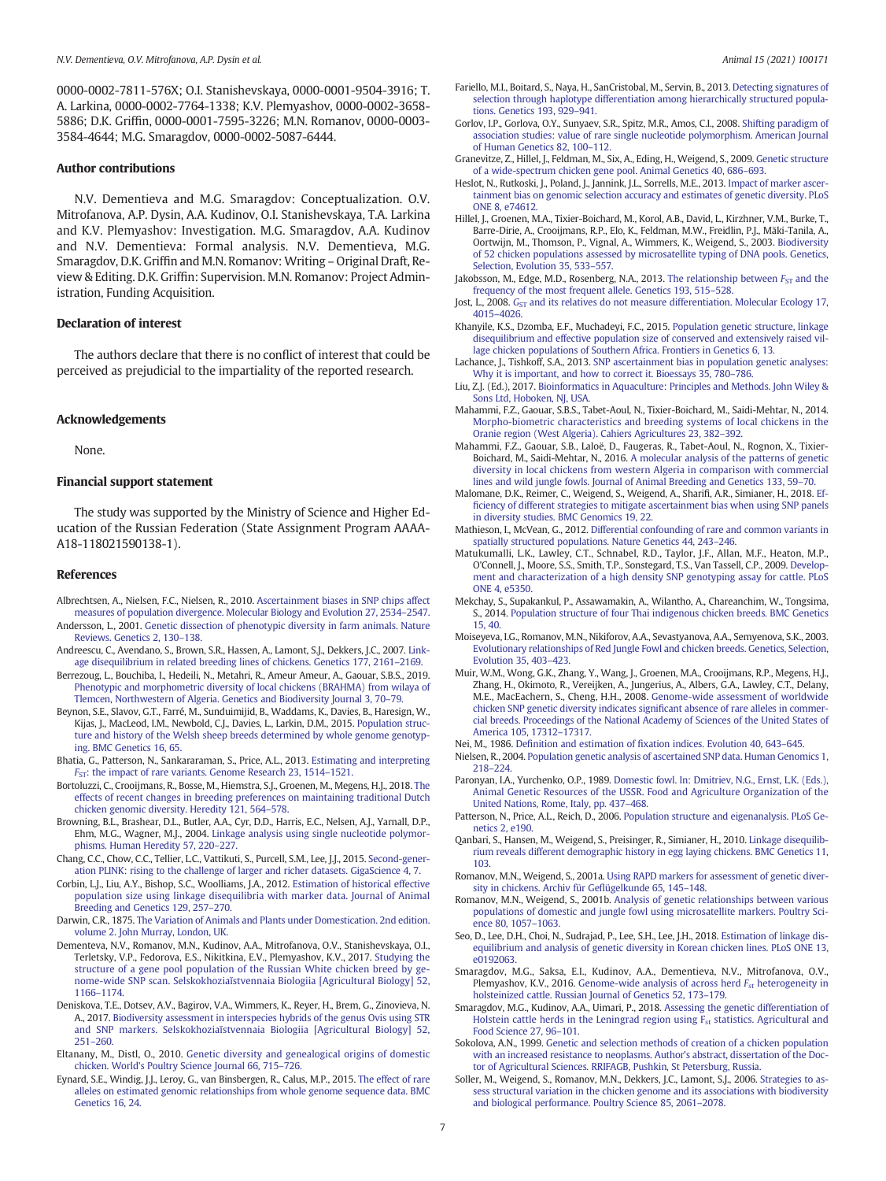0000-0002-7811-576X; O.I. Stanishevskaya, 0000-0001-9504-3916; T. A. Larkina, 0000-0002-7764-1338; K.V. Plemyashov, 0000-0002-3658-5886; D.K. Griffin, 0000-0001-7595-3226; M.N. Romanov, 0000-0003-3584-4644; M.G. Smaragdov, 0000-0002-5087-6444.

### Author contributions

N.V. Dementieva and M.G. Smaragdov: Conceptualization. O.V. Mitrofanova, A.P. Dysin, A.A. Kudinov, O.I. Stanishevskaya, T.A. Larkina and K.V. Plemyashov: Investigation. M.G. Smaragdov, A.A. Kudinov and N.V. Dementieva: Formal analysis. N.V. Dementieva, M.G. Smaragdov, D.K. Griffin and M.N. Romanov: Writing – Original Draft, Review & Editing. D.K. Griffin: Supervision. M.N. Romanov: Project Administration, Funding Acquisition.

### Declaration of interest

The authors declare that there is no conflict of interest that could be perceived as prejudicial to the impartiality of the reported research.

### Acknowledgements

None.

### Financial support statement

The study was supported by the Ministry of Science and Higher Education of the Russian Federation (State Assignment Program AAAA-A18-118021590138-1).

## References

Albrechtsen, A., Nielsen, F.C., Nielsen, R., 2010. Ascertainment biases in SNP chips affect measures of population divergence. Molecular Biology and Evolution 27, 2534–2547.

Andersson, L., 2001. Genetic dissection of phenotypic diversity in farm animals. Nature Reviews. Genetics 2, 130–138.

Andreescu, C., Avendano, S., Brown, S.R., Hassen, A., Lamont, S.J., Dekkers, J.C., 2007. Linkage disequilibrium in related breeding lines of chickens. Genetics 177, 2161–2169.

Berrezoug, L., Bouchiba, I., Hedeili, N., Metahri, R., Ameur Ameur, A., Gaouar, S.B.S., 2019. Phenotypic and morphometric diversity of local chickens (BRAHMA) from wilaya of Tlemcen, Northwestern of Algeria. Genetics and Biodiversity Journal 3, 70–79.

Beynon, S.E., Slavov, G.T., Farré, M., Sunduimijid, B., Waddams, K., Davies, B., Haresign, W., Kijas, J., MacLeod, I.M., Newbold, C.J., Davies, L., Larkin, D.M., 2015. Population structure and history of the Welsh sheep breeds determined by whole genome genotyping. BMC Genetics 16, 65.

Bhatia, G., Patterson, N., Sankararaman, S., Price, A.L., 2013. Estimating and interpreting $F_{ST}$: the impact of rare variants. Genome Research 23, 1514–1521.

Bortoluzzi, C., Crooijmans, R., Bosse, M., Hiemstra, S.J., Groenen, M., Megens, H.J., 2018. The effects of recent changes in breeding preferences on maintaining traditional Dutch chicken genomic diversity. Heredity 121, 564–578.

Browning, B.L., Brashear, D.L., Butler, A.A., Cyr, D.D., Harris, E.C., Nelsen, A.J., Yarnall, D.P., Ehm, M.G., Wagner, M.J., 2004. Linkage analysis using single nucleotide polymorphisms. Human Heredity 57, 220–227.

Chang, C.C., Chow, C.C., Tellier, L.C., Vattikuti, S., Purcell, S.M., Lee, J.J., 2015. Second-generation PLINK: rising to the challenge of larger and richer datasets. GigaScience 4, 7.

Corbin, L.J., Liu, A.Y., Bishop, S.C., Woolliams, J.A., 2012. Estimation of historical effective population size using linkage disequilibria with marker data. Journal of Animal Breeding and Genetics 129, 257–270.

Darwin, C.R., 1875. The Variation of Animals and Plants under Domestication. 2nd edition. volume 2. John Murray, London, UK.

Dementeva, N.V., Romanov, M.N., Kudinov, A.A., Mitrofanova, O.V., Stanishevskaya, O.I., Terletsky, V.P., Fedorova, E.S., Nikitkina, E.V., Plemyashov, K.V., 2017. Studying the structure of a gene pool population of the Russian White chicken breed by genome-wide SNP scan. Sel'skokhoziaĭstvennaia Biologiia [Agricultural Biology] 52, 1166–1174.

Deniskova, T.E., Dotsev, A.V., Bagirov, V.A., Wimmers, K., Reyer, H., Brem, G., Zinovieva, N. A., 2017. Biodiversity assessment in interspecies hybrids of the genus Ovis using STR and SNP markers. Sel'skokhoziaĭstvennaia Biologiia [Agricultural Biology] 52, 251–260.

Eltanany, M., Distl, O., 2010. Genetic diversity and genealogical origins of domestic chicken. World's Poultry Science Journal 66, 715–726.

Eynard, S.E., Windig, J.J., Leroy, G., van Binsbergen, R., Calus, M.P., 2015. The effect of rare alleles on estimated genomic relationships from whole genome sequence data. BMC Genetics 16, 24.

Fariello, M.I., Boitard, S., Naya, H., SanCristobal, M., Servin, B., 2013. Detecting signatures of selection through haplotype differentiation among hierarchically structured populations. Genetics 193, 929–941.

Gorlov, I.P., Gorlova, O.Y., Sunyaev, S.R., Spitz, M.R., Amos, C.I., 2008. Shifting paradigm of association studies: value of rare single nucleotide polymorphism. American Journal of Human Genetics 82, 100–112.

Granevitze, Z., Hillel, J., Feldman, M., Six, A., Eding, H., Weigend, S., 2009. Genetic structure of a wide-spectrum chicken gene pool. Animal Genetics 40, 686–693.

Heslot, N., Rutkoski, J., Poland, J., Jannink, J.L., Sorrells, M.E., 2013. Impact of marker ascertainment bias on genomic selection accuracy and estimates of genetic diversity. PLoS ONE 8, e74612.

Hillel, J., Groenen, M.A., Tixier-Boichard, M., Korol, A.B., David, L., Kirzhner, V.M., Burke, T., Barre-Dirie, A., Crooijmans, R.P., Elo, K., Feldman, M.W., Freidlin, P.J., Mäki-Tanila, A., Oortwijn, M., Thomson, P., Vignal, A., Wimmers, K., Weigend, S., 2003. Biodiversity of 52 chicken populations assessed by microsatellite typing of DNA pools. Genetics, Selection, Evolution 35, 533–557.

Jakobsson, M., Edge, M.D., Rosenberg, N.A., 2013. The relationship between $F_{ST}$ and the frequency of the most frequent allele. Genetics 193, 515–528.

Jost, L., 2008. $G_{ST}$ and its relatives do not measure differentiation. Molecular Ecology 17, 4015–4026.

Khanyile, K.S., Dzomba, E.F., Muchadeyi, F.C., 2015. Population genetic structure, linkage disequilibrium and effective population size of conserved and extensively raised village chicken populations of Southern Africa. Frontiers in Genetics 6, 13.

Lachance, J., Tishkoff, S.A., 2013. SNP ascertainment bias in population genetic analyses: Why it is important, and how to correct it. Bioessays 35, 780–786.

Liu, Z.J. (Ed.), 2017. Bioinformatics in Aquaculture: Principles and Methods. John Wiley & Sons Ltd, Hoboken, NJ, USA.

Mahammi, F.Z., Gaouar, S.B.S., Tabet-Aoul, N., Tixier-Boichard, M., Saidi-Mehtar, N., 2014. Morpho-biometric characteristics and breeding systems of local chickens in the Oranie region (West Algeria). Cahiers Agricultures 23, 382–392.

Mahammi, F.Z., Gaouar, S.B., Laloë, D., Faugeras, R., Tabet-Aoul, N., Rognon, X., Tixier-Boichard, M., Saidi-Mehtar, N., 2016. A molecular analysis of the patterns of genetic diversity in local chickens from western Algeria in comparison with commercial lines and wild jungle fowls. Journal of Animal Breeding and Genetics 133, 59–70.

Malomane, D.K., Reimer, C., Weigend, S., Weigend, A., Sharifi, A.R., Simianer, H., 2018. Efficiency of different strategies to mitigate ascertainment bias when using SNP panels in diversity studies. BMC Genomics 19, 22.

Mathieson, I., McVean, G., 2012. Differential confounding of rare and common variants in spatially structured populations. Nature Genetics 44, 243–246.

Matukumalli, L.K., Lawley, C.T., Schnabel, R.D., Taylor, J.F., Allan, M.F., Heaton, M.P., O'Connell, J., Moore, S.S., Smith, T.P., Sonstegard, T.S., Van Tassell, C.P., 2009. Development and characterization of a high density SNP genotyping assay for cattle. PLoS ONE 4, e5350.

Mekchay, S., Supakankul, P., Assawamakin, A., Wilantho, A., Chareanchim, W., Tongsima, S., 2014. Population structure of four Thai indigenous chicken breeds. BMC Genetics 15, 40.

Moiseyeva, I.G., Romanov, M.N., Nikiforov, A.A., Sevastyanova, A.A., Semyenova, S.K., 2003. Evolutionary relationships of Red Jungle Fowl and chicken breeds. Genetics, Selection, Evolution 35, 403–423.

Muir, W.M., Wong, G.K., Zhang, Y., Wang, J., Groenen, M.A., Crooijmans, R.P., Megens, H.J., Zhang, H., Okimoto, R., Vereijken, A., Jungerius, A., Albers, G.A., Lawley, C.T., Delany, M.E., MacEachern, S., Cheng, H.H., 2008. Genome-wide assessment of worldwide chicken SNP genetic diversity indicates significant absence of rare alleles in commercial breeds. Proceedings of the National Academy of Sciences of the United States of America 105, 17312–17317.

Nei, M., 1986. Definition and estimation of fixation indices. Evolution 40, 643–645.

Nielsen, R., 2004. Population genetic analysis of ascertained SNP data. Human Genomics 1, 218–224.

Paronyan, I.A., Yurchenko, O.P., 1989. Domestic fowl. In: Dmitriev, N.G., Ernst, L.K. (Eds.), Animal Genetic Resources of the USSR. Food and Agriculture Organization of the United Nations, Rome, Italy, pp. 437–468.

Patterson, N., Price, A.L., Reich, D., 2006. Population structure and eigenanalysis. PLoS Genetics 2, e190.

Qanbari, S., Hansen, M., Weigend, S., Preisinger, R., Simianer, H., 2010. Linkage disequilibrium reveals different demographic history in egg laying chickens. BMC Genetics 11, 103.

Romanov, M.N., Weigend, S., 2001a. Using RAPD markers for assessment of genetic diversity in chickens. Archiv für Geflügelkunde 65, 145–148.

Romanov, M.N., Weigend, S., 2001b. Analysis of genetic relationships between various populations of domestic and jungle fowl using microsatellite markers. Poultry Science 80, 1057–1063.

Seo, D., Lee, D.H., Choi, N., Sudrajad, P., Lee, S.H., Lee, J.H., 2018. Estimation of linkage disequilibrium and analysis of genetic diversity in Korean chicken lines. PLoS ONE 13, e0192063.

Smaragdov, M.G., Saksa, E.I., Kudinov, A.A., Dementieva, N.V., Mitrofanova, O.V., Plemyashov, K.V., 2016. Genome-wide analysis of across herd $F_{st}$ heterogeneity in holsteinized cattle. Russian Journal of Genetics 52, 173–179.

Smaragdov, M.G., Kudinov, A.A., Uimari, P., 2018. Assessing the genetic differentiation of Holstein cattle herds in the Leningrad region using $F_{st}$ statistics. Agricultural and Food Science 27, 96–101.

Sokolova, A.N., 1999. Genetic and selection methods of creation of a chicken population with an increased resistance to neoplasms. Author's abstract, dissertation of the Doctor of Agricultural Sciences. RRIFAGB, Pushkin, St Petersburg, Russia.

Soller, M., Weigend, S., Romanov, M.N., Dekkers, J.C., Lamont, S.J., 2006. Strategies to assess structural variation in the chicken genome and its associations with biodiversity and biological performance. Poultry Science 85, 2061–2078.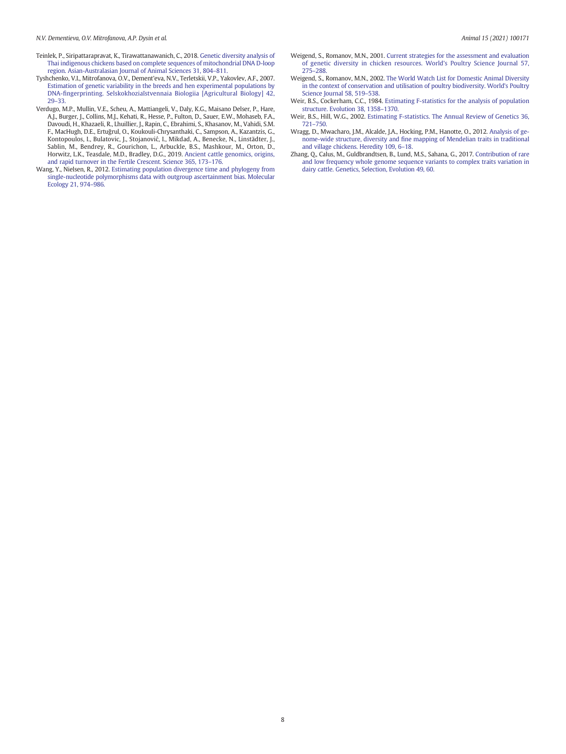Teinlek, P., Siripattarapravat, K., Tirawattanawanich, C., 2018. Genetic diversity analysis of Thai indigenous chickens based on complete sequences of mitochondrial DNA D-loop region. Asian-Australasian Journal of Animal Sciences 31, 804–811.

Tyshchenko, V.I., Mitrofanova, O.V., Dement'eva, N.V., Terletskii, V.P., Yakovlev, A.F., 2007. Estimation of genetic variability in the breeds and hen experimental populations by DNA-fingerprinting. Sel'skokhoziaĭstvennaia Biologiia [Agricultural Biology] 42, 29–33.

Verdugo, M.P., Mullin, V.E., Scheu, A., Mattiangeli, V., Daly, K.G., Maisano Delser, P., Hare, A.J., Burger, J., Collins, M.J., Kehati, R., Hesse, P., Fulton, D., Sauer, E.W., Mohaseb, F.A., Davoudi, H., Khazaeli, R., Lhuillier, J., Rapin, C., Ebrahimi, S., Khasanov, M., Vahidi, S.M. F., MacHugh, D.E., Ertuğrul, O., Koukouli-Chrysanthaki, C., Sampson, A., Kazantzis, G., Kontopoulos, I., Bulatovic, J., Stojanović, I., Mikdad, A., Benecke, N., Linstädter, J., Sablin, M., Bendrey, R., Gourichon, L., Arbuckle, B.S., Mashkour, M., Orton, D., Horwitz, L.K., Teasdale, M.D., Bradley, D.G., 2019. Ancient cattle genomics, origins, and rapid turnover in the Fertile Crescent. Science 365, 173–176.

Wang, Y., Nielsen, R., 2012. Estimating population divergence time and phylogeny from single-nucleotide polymorphisms data with outgroup ascertainment bias. Molecular Ecology 21, 974–986.

Weigend, S., Romanov, M.N., 2001. Current strategies for the assessment and evaluation of genetic diversity in chicken resources. World's Poultry Science Journal 57, 275–288.

Weigend, S., Romanov, M.N., 2002. The World Watch List for Domestic Animal Diversity in the context of conservation and utilisation of poultry biodiversity. World's Poultry Science Journal 58, 519–538.

Weir, B.S., Cockerham, C.C., 1984. Estimating F-statistics for the analysis of population structure. Evolution 38, 1358–1370.

Weir, B.S., Hill, W.G., 2002. Estimating F-statistics. The Annual Review of Genetics 36, 721–750.

Wragg, D., Mwacharo, J.M., Alcalde, J.A., Hocking, P.M., Hanotte, O., 2012. Analysis of genome-wide structure, diversity and fine mapping of Mendelian traits in traditional and village chickens. Heredity 109, 6–18.

Zhang, Q., Calus, M., Guldbrandtsen, B., Lund, M.S., Sahana, G., 2017. Contribution of rare and low frequency whole genome sequence variants to complex traits variation in dairy cattle. Genetics, Selection, Evolution 49, 60.